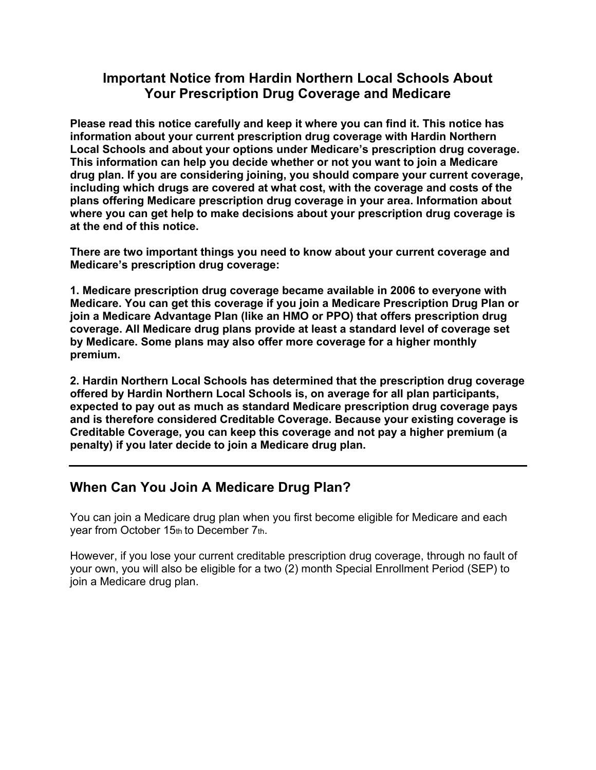# Important Notice from Hardin Northern Local Schools About Your Prescription Drug Coverage and Medicare

**Please read this notice carefully and keep it where you can find it. This notice has information about your current prescription drug coverage with Hardin Northern Local Schools and about your options under Medicare's prescription drug coverage. This information can help you decide whether or not you want to join a Medicare drug plan. If you are considering joining, you should compare your current coverage, including which drugs are covered at what cost, with the coverage and costs of the plans offering Medicare prescription drug coverage in your area. Information about where you can get help to make decisions about your prescription drug coverage is at the end of this notice.**

**There are two important things you need to know about your current coverage and Medicare's prescription drug coverage:**

**1. Medicare prescription drug coverage became available in 2006 to everyone with Medicare. You can get this coverage if you join a Medicare Prescription Drug Plan or join a Medicare Advantage Plan (like an HMO or PPO) that offers prescription drug coverage. All Medicare drug plans provide at least a standard level of coverage set by Medicare. Some plans may also offer more coverage for a higher monthly premium.**

**2. Hardin Northern Local Schools has determined that the prescription drug coverage offered by Hardin Northern Local Schools is, on average for all plan participants, expected to pay out as much as standard Medicare prescription drug coverage pays and is therefore considered Creditable Coverage. Because your existing coverage is Creditable Coverage, you can keep this coverage and not pay a higher premium (a penalty) if you later decide to join a Medicare drug plan.**

---

## When Can You Join A Medicare Drug Plan?

You can join a Medicare drug plan when you first become eligible for Medicare and each year from October 15th to December 7th.

However, if you lose your current creditable prescription drug coverage, through no fault of your own, you will also be eligible for a two (2) month Special Enrollment Period (SEP) to join a Medicare drug plan.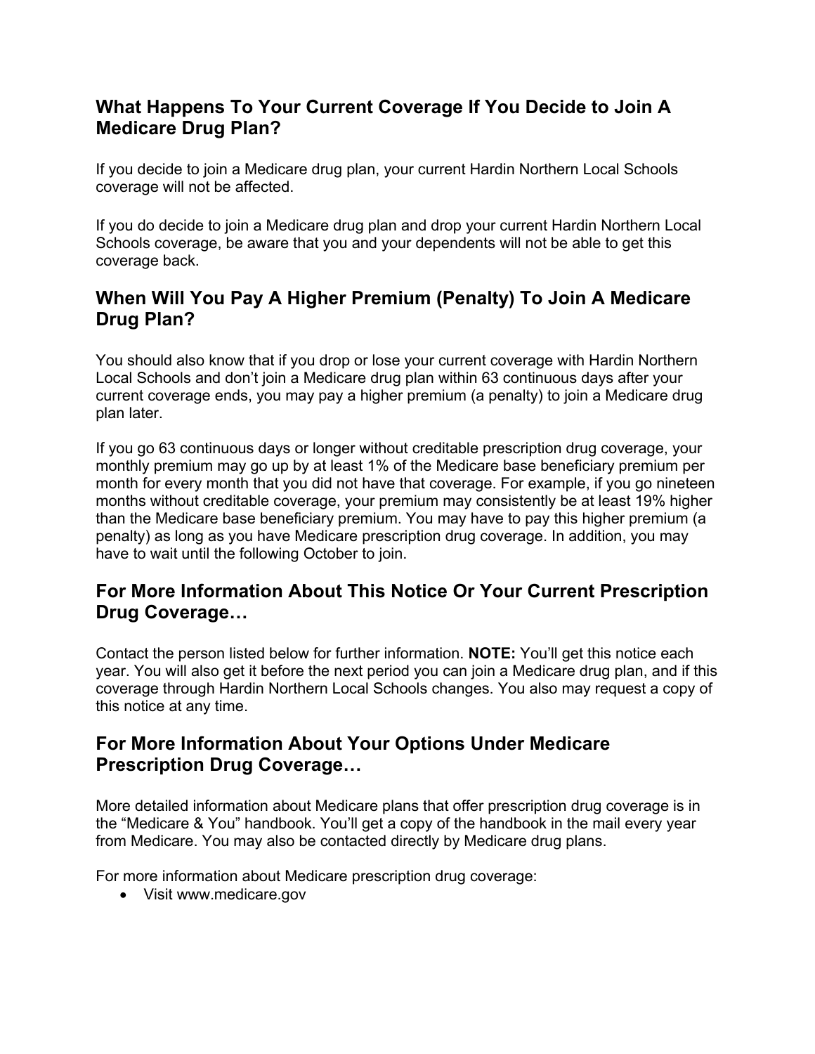## What Happens To Your Current Coverage If You Decide to Join A Medicare Drug Plan?

If you decide to join a Medicare drug plan, your current Hardin Northern Local Schools coverage will not be affected.

If you do decide to join a Medicare drug plan and drop your current Hardin Northern Local Schools coverage, be aware that you and your dependents will not be able to get this coverage back.

## When Will You Pay A Higher Premium (Penalty) To Join A Medicare Drug Plan?

You should also know that if you drop or lose your current coverage with Hardin Northern Local Schools and don't join a Medicare drug plan within 63 continuous days after your current coverage ends, you may pay a higher premium (a penalty) to join a Medicare drug plan later.

If you go 63 continuous days or longer without creditable prescription drug coverage, your monthly premium may go up by at least 1% of the Medicare base beneficiary premium per month for every month that you did not have that coverage. For example, if you go nineteen months without creditable coverage, your premium may consistently be at least 19% higher than the Medicare base beneficiary premium. You may have to pay this higher premium (a penalty) as long as you have Medicare prescription drug coverage. In addition, you may have to wait until the following October to join.

## For More Information About This Notice Or Your Current Prescription Drug Coverage…

Contact the person listed below for further information. **NOTE:** You'll get this notice each year. You will also get it before the next period you can join a Medicare drug plan, and if this coverage through Hardin Northern Local Schools changes. You also may request a copy of this notice at any time.

## For More Information About Your Options Under Medicare Prescription Drug Coverage…

More detailed information about Medicare plans that offer prescription drug coverage is in the "Medicare & You" handbook. You'll get a copy of the handbook in the mail every year from Medicare. You may also be contacted directly by Medicare drug plans.

For more information about Medicare prescription drug coverage:

- Visit www.medicare.gov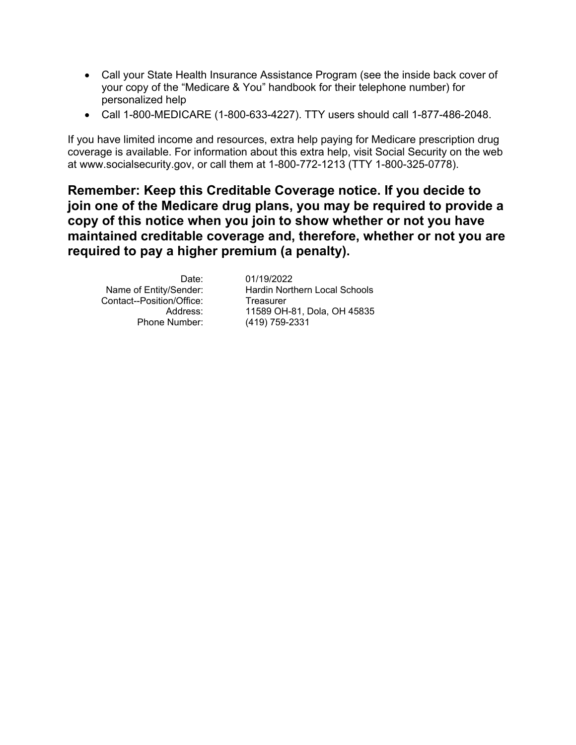- Call your State Health Insurance Assistance Program (see the inside back cover of your copy of the "Medicare & You" handbook for their telephone number) for personalized help
- Call 1-800-MEDICARE (1-800-633-4227). TTY users should call 1-877-486-2048.

If you have limited income and resources, extra help paying for Medicare prescription drug coverage is available. For information about this extra help, visit Social Security on the web at www.socialsecurity.gov, or call them at 1-800-772-1213 (TTY 1-800-325-0778).

**Remember: Keep this Creditable Coverage notice. If you decide to join one of the Medicare drug plans, you may be required to provide a copy of this notice when you join to show whether or not you have maintained creditable coverage and, therefore, whether or not you are required to pay a higher premium (a penalty).**

| | |
|---|---|
| Date: | 01/19/2022 |
| Name of Entity/Sender: | Hardin Northern Local Schools |
| Contact--Position/Office: | Treasurer |
| Address: | 11589 OH-81, Dola, OH 45835 |
| Phone Number: | (419) 759-2331 |